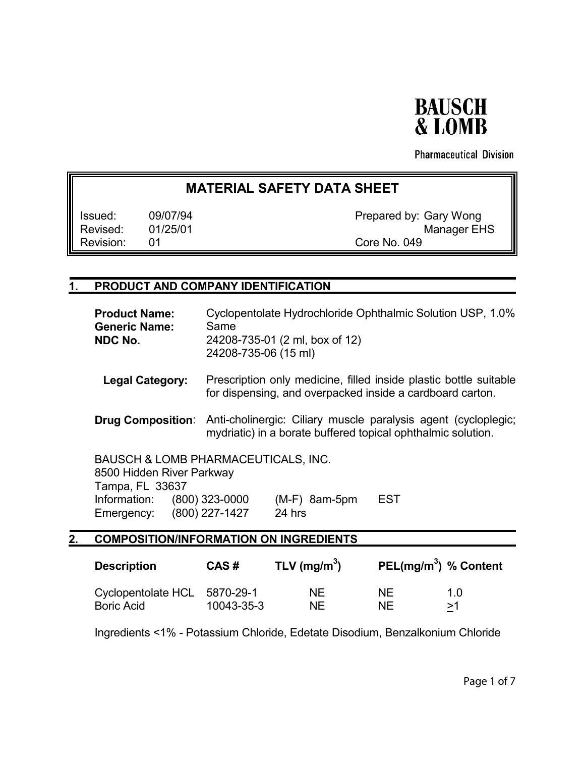**BAUSCH & LOMB**

Pharmaceutical Division

# MATERIAL SAFETY DATA SHEET

| | | | |
|---|---|---|---|
| Issued: | 09/07/94 | Prepared by: | Gary Wong |
| Revised: | 01/25/01 | | Manager EHS |
| Revision: | 01 | Core No. 049 | |

## 1. PRODUCT AND COMPANY IDENTIFICATION

**Product Name:** Cyclopentolate Hydrochloride Ophthalmic Solution USP, 1.0%
**Generic Name:** Same
**NDC No.** 24208-735-01 (2 ml, box of 12)
24208-735-06 (15 ml)

**Legal Category:** Prescription only medicine, filled inside plastic bottle suitable for dispensing, and overpacked inside a cardboard carton.

**Drug Composition**: Anti-cholinergic: Ciliary muscle paralysis agent (cycloplegic; mydriatic) in a borate buffered topical ophthalmic solution.

BAUSCH & LOMB PHARMACEUTICALS, INC.
8500 Hidden River Parkway
Tampa, FL 33637
Information: (800) 323-0000 (M-F) 8am-5pm EST
Emergency: (800) 227-1427 24 hrs

## 2. COMPOSITION/INFORMATION ON INGREDIENTS

| Description | CAS # | TLV ($mg/m^3$) | PEL($mg/m^3$) | % Content |
|---|---|---|---|---|
| Cyclopentolate HCL | 5870-29-1 | NE | NE | 1.0 |
| Boric Acid | 10043-35-3 | NE | NE | $\geq$1 |

Ingredients <1% - Potassium Chloride, Edetate Disodium, Benzalkonium Chloride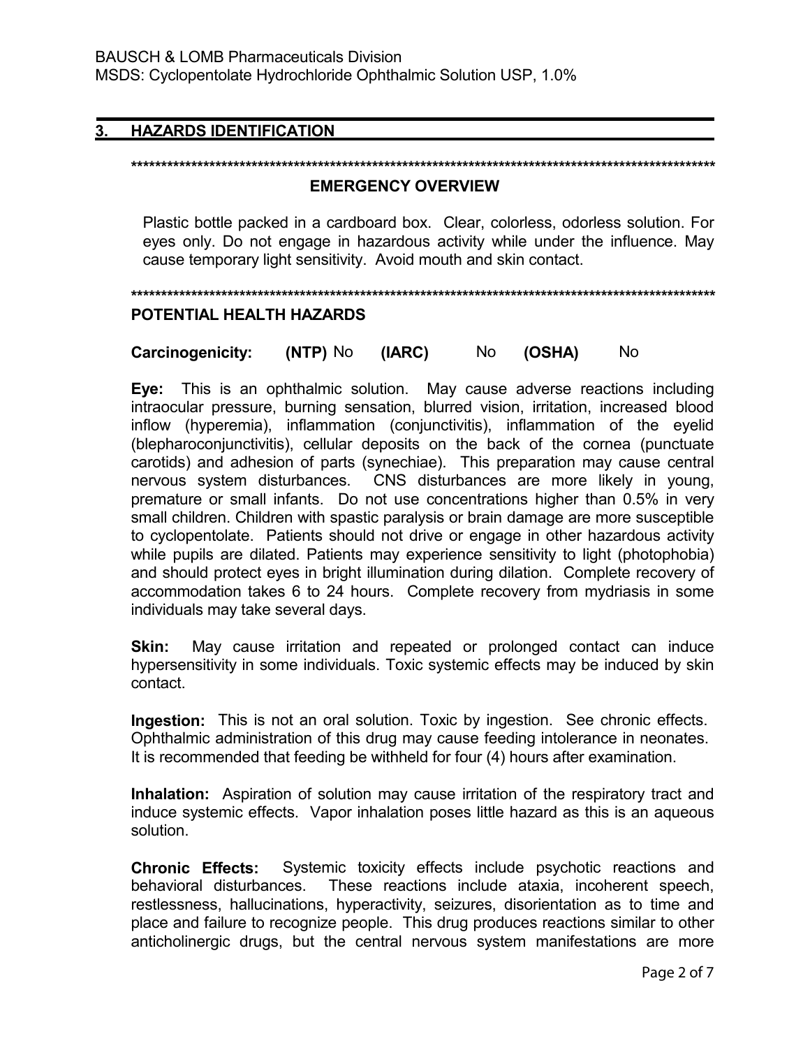## 3. HAZARDS IDENTIFICATION

****************************************************************************************************

**EMERGENCY OVERVIEW**

Plastic bottle packed in a cardboard box. Clear, colorless, odorless solution. For eyes only. Do not engage in hazardous activity while under the influence. May cause temporary light sensitivity. Avoid mouth and skin contact.

****************************************************************************************************

**POTENTIAL HEALTH HAZARDS**

**Carcinogenicity:** **(NTP)** No **(IARC)** No **(OSHA)** No

**Eye:** This is an ophthalmic solution. May cause adverse reactions including intraocular pressure, burning sensation, blurred vision, irritation, increased blood inflow (hyperemia), inflammation (conjunctivitis), inflammation of the eyelid (blepharoconjunctivitis), cellular deposits on the back of the cornea (punctuate carotids) and adhesion of parts (synechiae). This preparation may cause central nervous system disturbances. CNS disturbances are more likely in young, premature or small infants. Do not use concentrations higher than 0.5% in very small children. Children with spastic paralysis or brain damage are more susceptible to cyclopentolate. Patients should not drive or engage in other hazardous activity while pupils are dilated. Patients may experience sensitivity to light (photophobia) and should protect eyes in bright illumination during dilation. Complete recovery of accommodation takes 6 to 24 hours. Complete recovery from mydriasis in some individuals may take several days.

**Skin:** May cause irritation and repeated or prolonged contact can induce hypersensitivity in some individuals. Toxic systemic effects may be induced by skin contact.

**Ingestion:** This is not an oral solution. Toxic by ingestion. See chronic effects. Ophthalmic administration of this drug may cause feeding intolerance in neonates. It is recommended that feeding be withheld for four (4) hours after examination.

**Inhalation:** Aspiration of solution may cause irritation of the respiratory tract and induce systemic effects. Vapor inhalation poses little hazard as this is an aqueous solution.

**Chronic Effects:** Systemic toxicity effects include psychotic reactions and behavioral disturbances. These reactions include ataxia, incoherent speech, restlessness, hallucinations, hyperactivity, seizures, disorientation as to time and place and failure to recognize people. This drug produces reactions similar to other anticholinergic drugs, but the central nervous system manifestations are more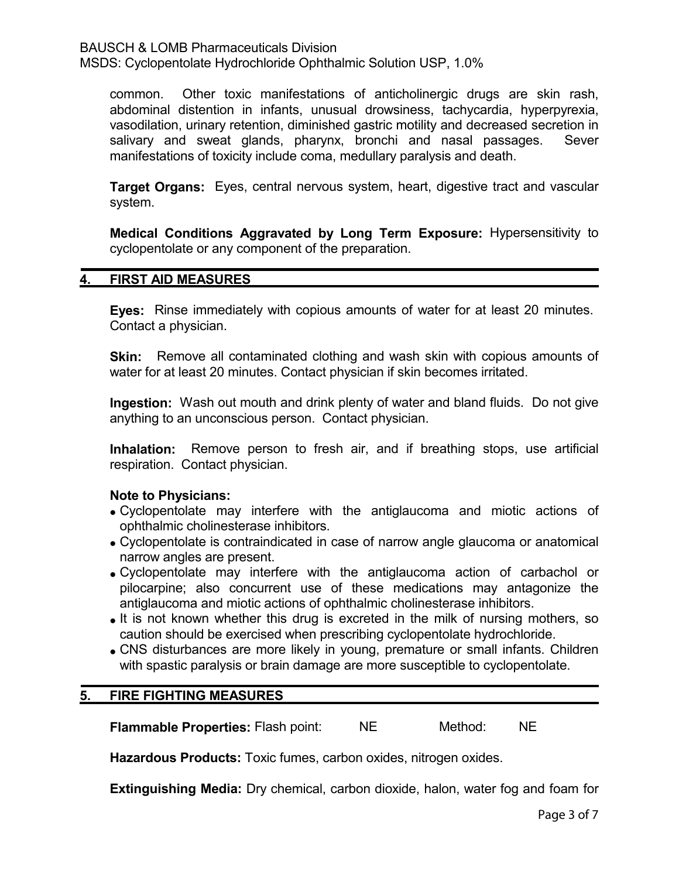common. Other toxic manifestations of anticholinergic drugs are skin rash, abdominal distention in infants, unusual drowsiness, tachycardia, hyperpyrexia, vasodilation, urinary retention, diminished gastric motility and decreased secretion in salivary and sweat glands, pharynx, bronchi and nasal passages. Sever manifestations of toxicity include coma, medullary paralysis and death.

**Target Organs:** Eyes, central nervous system, heart, digestive tract and vascular system.

**Medical Conditions Aggravated by Long Term Exposure:** Hypersensitivity to cyclopentolate or any component of the preparation.

## 4. FIRST AID MEASURES

**Eyes:** Rinse immediately with copious amounts of water for at least 20 minutes. Contact a physician.

**Skin:** Remove all contaminated clothing and wash skin with copious amounts of water for at least 20 minutes. Contact physician if skin becomes irritated.

**Ingestion:** Wash out mouth and drink plenty of water and bland fluids. Do not give anything to an unconscious person. Contact physician.

**Inhalation:** Remove person to fresh air, and if breathing stops, use artificial respiration. Contact physician.

**Note to Physicians:**

- Cyclopentolate may interfere with the antiglaucoma and miotic actions of ophthalmic cholinesterase inhibitors.
- Cyclopentolate is contraindicated in case of narrow angle glaucoma or anatomical narrow angles are present.
- Cyclopentolate may interfere with the antiglaucoma action of carbachol or pilocarpine; also concurrent use of these medications may antagonize the antiglaucoma and miotic actions of ophthalmic cholinesterase inhibitors.
- It is not known whether this drug is excreted in the milk of nursing mothers, so caution should be exercised when prescribing cyclopentolate hydrochloride.
- CNS disturbances are more likely in young, premature or small infants. Children with spastic paralysis or brain damage are more susceptible to cyclopentolate.

## 5. FIRE FIGHTING MEASURES

**Flammable Properties:** Flash point: NE Method: NE

**Hazardous Products:** Toxic fumes, carbon oxides, nitrogen oxides.

**Extinguishing Media:** Dry chemical, carbon dioxide, halon, water fog and foam for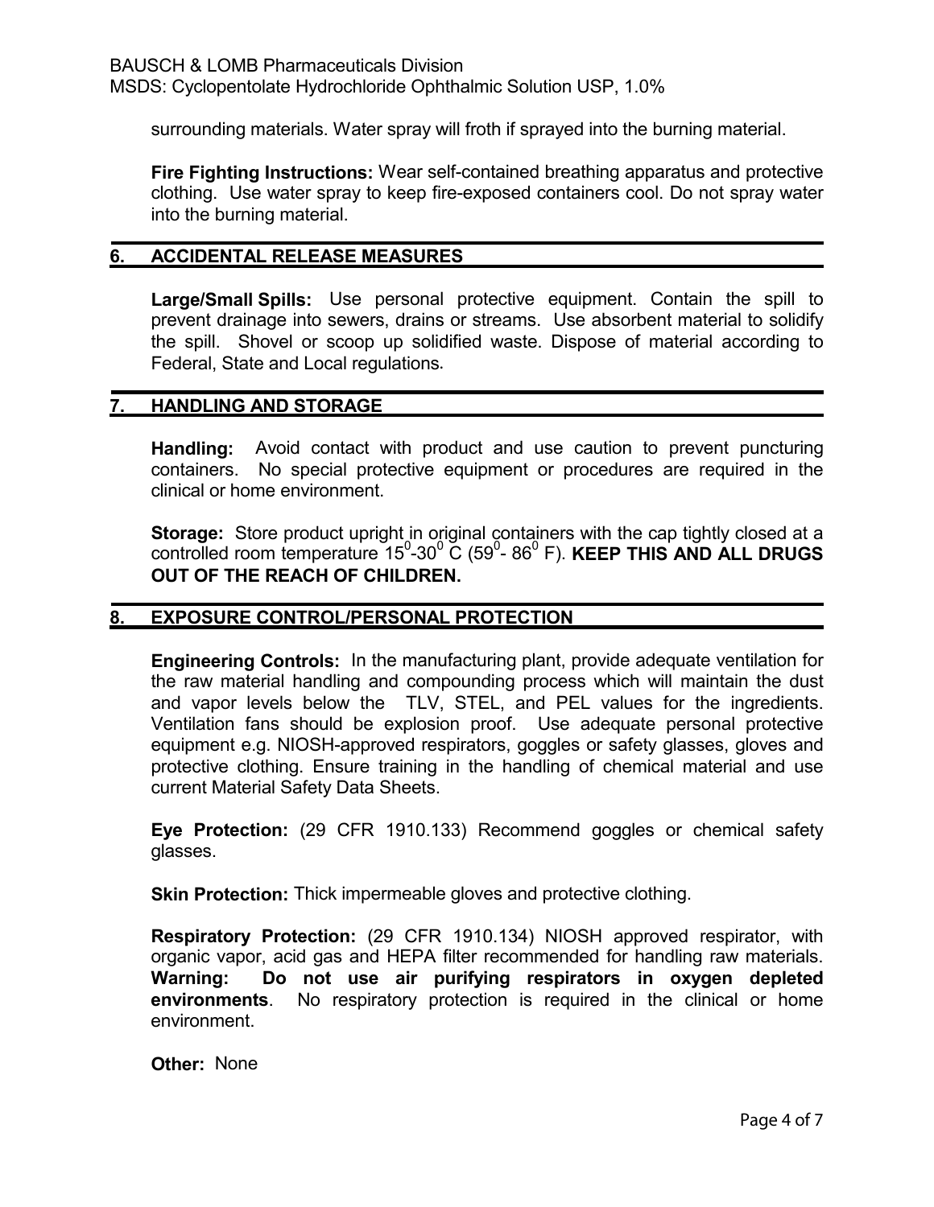surrounding materials. Water spray will froth if sprayed into the burning material.

**Fire Fighting Instructions:** Wear self-contained breathing apparatus and protective clothing. Use water spray to keep fire-exposed containers cool. Do not spray water into the burning material.

## 6. ACCIDENTAL RELEASE MEASURES

**Large/Small Spills:** Use personal protective equipment. Contain the spill to prevent drainage into sewers, drains or streams. Use absorbent material to solidify the spill. Shovel or scoop up solidified waste. Dispose of material according to Federal, State and Local regulations.

## 7. HANDLING AND STORAGE

**Handling:** Avoid contact with product and use caution to prevent puncturing containers. No special protective equipment or procedures are required in the clinical or home environment.

**Storage:** Store product upright in original containers with the cap tightly closed at a controlled room temperature $15^0$-$30^0$ C ($59^0$- $86^0$ F). **KEEP THIS AND ALL DRUGS OUT OF THE REACH OF CHILDREN.**

## 8. EXPOSURE CONTROL/PERSONAL PROTECTION

**Engineering Controls:** In the manufacturing plant, provide adequate ventilation for the raw material handling and compounding process which will maintain the dust and vapor levels below the TLV, STEL, and PEL values for the ingredients. Ventilation fans should be explosion proof. Use adequate personal protective equipment e.g. NIOSH-approved respirators, goggles or safety glasses, gloves and protective clothing. Ensure training in the handling of chemical material and use current Material Safety Data Sheets.

**Eye Protection:** (29 CFR 1910.133) Recommend goggles or chemical safety glasses.

**Skin Protection:** Thick impermeable gloves and protective clothing.

**Respiratory Protection:** (29 CFR 1910.134) NIOSH approved respirator, with organic vapor, acid gas and HEPA filter recommended for handling raw materials. **Warning: Do not use air purifying respirators in oxygen depleted environments**. No respiratory protection is required in the clinical or home environment.

**Other:** None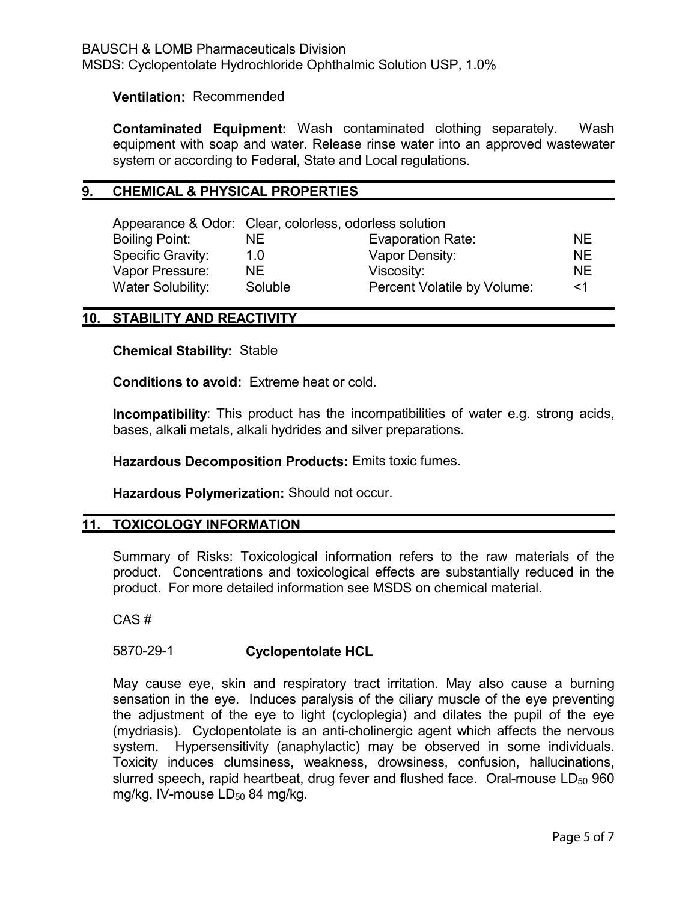**Ventilation:** Recommended

**Contaminated Equipment:** Wash contaminated clothing separately. Wash equipment with soap and water. Release rinse water into an approved wastewater system or according to Federal, State and Local regulations.

## 9. CHEMICAL & PHYSICAL PROPERTIES

Appearance & Odor: Clear, colorless, odorless solution

| | | | |
|---|---|---|---|
| Boiling Point: | NE | Evaporation Rate: | NE |
| Specific Gravity: | 1.0 | Vapor Density: | NE |
| Vapor Pressure: | NE | Viscosity: | NE |
| Water Solubility: | Soluble | Percent Volatile by Volume: | <1 |

## 10. STABILITY AND REACTIVITY

**Chemical Stability:** Stable

**Conditions to avoid:** Extreme heat or cold.

**Incompatibility**: This product has the incompatibilities of water e.g. strong acids, bases, alkali metals, alkali hydrides and silver preparations.

**Hazardous Decomposition Products:** Emits toxic fumes.

**Hazardous Polymerization:** Should not occur.

## 11. TOXICOLOGY INFORMATION

Summary of Risks: Toxicological information refers to the raw materials of the product. Concentrations and toxicological effects are substantially reduced in the product. For more detailed information see MSDS on chemical material.

CAS #

5870-29-1 **Cyclopentolate HCL**

May cause eye, skin and respiratory tract irritation. May also cause a burning sensation in the eye. Induces paralysis of the ciliary muscle of the eye preventing the adjustment of the eye to light (cycloplegia) and dilates the pupil of the eye (mydriasis). Cyclopentolate is an anti-cholinergic agent which affects the nervous system. Hypersensitivity (anaphylactic) may be observed in some individuals. Toxicity induces clumsiness, weakness, drowsiness, confusion, hallucinations, slurred speech, rapid heartbeat, drug fever and flushed face. Oral-mouse $LD_{50}$ 960 mg/kg, IV-mouse $LD_{50}$ 84 mg/kg.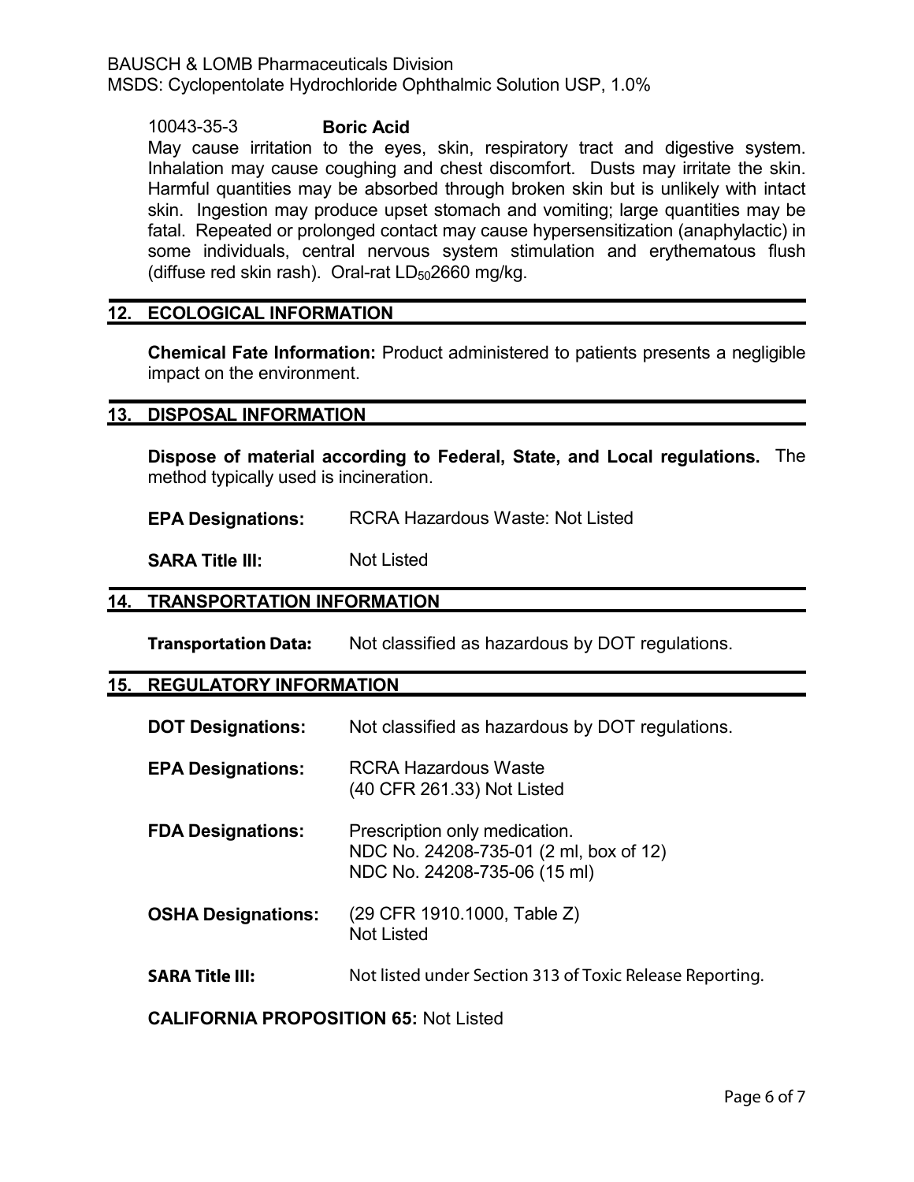10043-35-3 **Boric Acid**

May cause irritation to the eyes, skin, respiratory tract and digestive system. Inhalation may cause coughing and chest discomfort. Dusts may irritate the skin. Harmful quantities may be absorbed through broken skin but is unlikely with intact skin. Ingestion may produce upset stomach and vomiting; large quantities may be fatal. Repeated or prolonged contact may cause hypersensitization (anaphylactic) in some individuals, central nervous system stimulation and erythematous flush (diffuse red skin rash). Oral-rat $LD_{50}$2660 mg/kg.

## 12. ECOLOGICAL INFORMATION

**Chemical Fate Information:** Product administered to patients presents a negligible impact on the environment.

## 13. DISPOSAL INFORMATION

**Dispose of material according to Federal, State, and Local regulations.** The method typically used is incineration.

**EPA Designations:** RCRA Hazardous Waste: Not Listed

**SARA Title III:** Not Listed

## 14. TRANSPORTATION INFORMATION

**Transportation Data:** Not classified as hazardous by DOT regulations.

## 15. REGULATORY INFORMATION

**DOT Designations:** Not classified as hazardous by DOT regulations.

**EPA Designations:** RCRA Hazardous Waste (40 CFR 261.33) Not Listed

**FDA Designations:** Prescription only medication.
NDC No. 24208-735-01 (2 ml, box of 12)
NDC No. 24208-735-06 (15 ml)

**OSHA Designations:** (29 CFR 1910.1000, Table Z)
Not Listed

**SARA Title III:** Not listed under Section 313 of Toxic Release Reporting.

**CALIFORNIA PROPOSITION 65:** Not Listed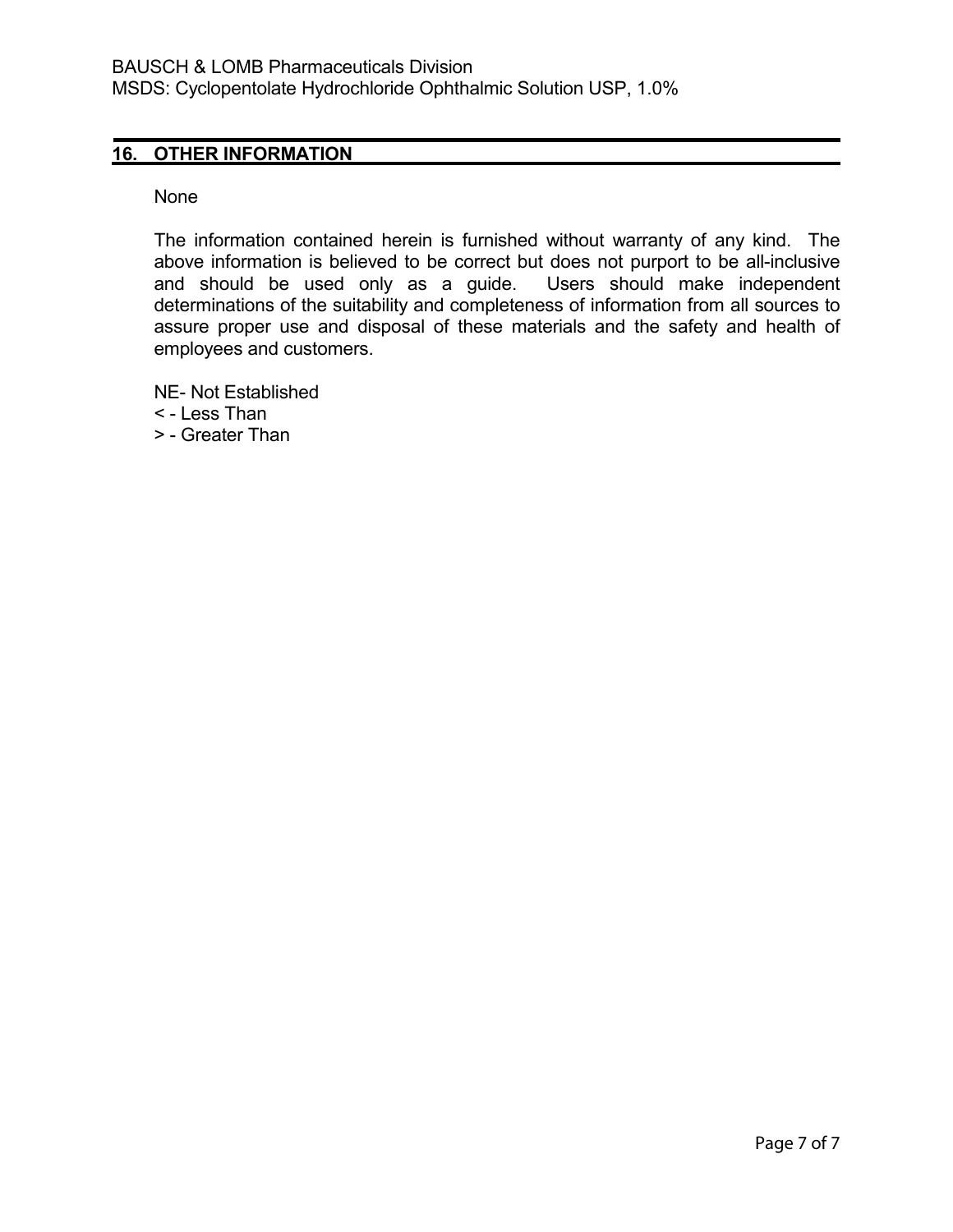## 16. OTHER INFORMATION

None

The information contained herein is furnished without warranty of any kind. The above information is believed to be correct but does not purport to be all-inclusive and should be used only as a guide. Users should make independent determinations of the suitability and completeness of information from all sources to assure proper use and disposal of these materials and the safety and health of employees and customers.

NE- Not Established
< - Less Than
> - Greater Than